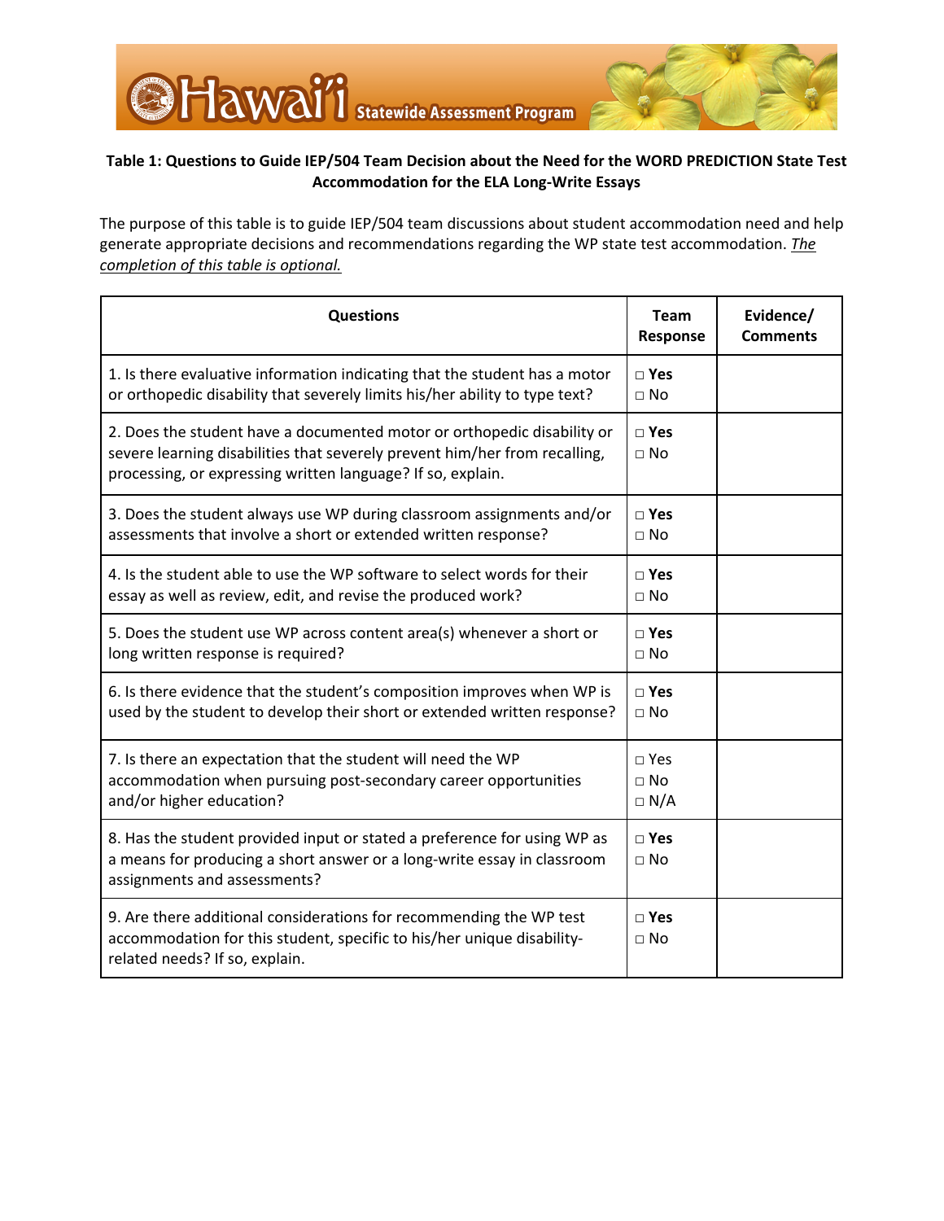**Table 1: Questions to Guide IEP/504 Team Decision about the Need for the WORD PREDICTION State Test Accommodation for the ELA Long-Write Essays**

The purpose of this table is to guide IEP/504 team discussions about student accommodation need and help generate appropriate decisions and recommendations regarding the WP state test accommodation. *The completion of this table is optional.*

| Questions | Team Response | Evidence/ Comments |
|---|---|---|
| 1. Is there evaluative information indicating that the student has a motor or orthopedic disability that severely limits his/her ability to type text? | □ **Yes**<br>□ No | |
| 2. Does the student have a documented motor or orthopedic disability or severe learning disabilities that severely prevent him/her from recalling, processing, or expressing written language? If so, explain. | □ **Yes**<br>□ No | |
| 3. Does the student always use WP during classroom assignments and/or assessments that involve a short or extended written response? | □ **Yes**<br>□ No | |
| 4. Is the student able to use the WP software to select words for their essay as well as review, edit, and revise the produced work? | □ **Yes**<br>□ No | |
| 5. Does the student use WP across content area(s) whenever a short or long written response is required? | □ **Yes**<br>□ No | |
| 6. Is there evidence that the student's composition improves when WP is used by the student to develop their short or extended written response? | □ **Yes**<br>□ No | |
| 7. Is there an expectation that the student will need the WP accommodation when pursuing post-secondary career opportunities and/or higher education? | □ Yes<br>□ No<br>□ N/A | |
| 8. Has the student provided input or stated a preference for using WP as a means for producing a short answer or a long-write essay in classroom assignments and assessments? | □ **Yes**<br>□ No | |
| 9. Are there additional considerations for recommending the WP test accommodation for this student, specific to his/her unique disability-related needs? If so, explain. | □ **Yes**<br>□ No | |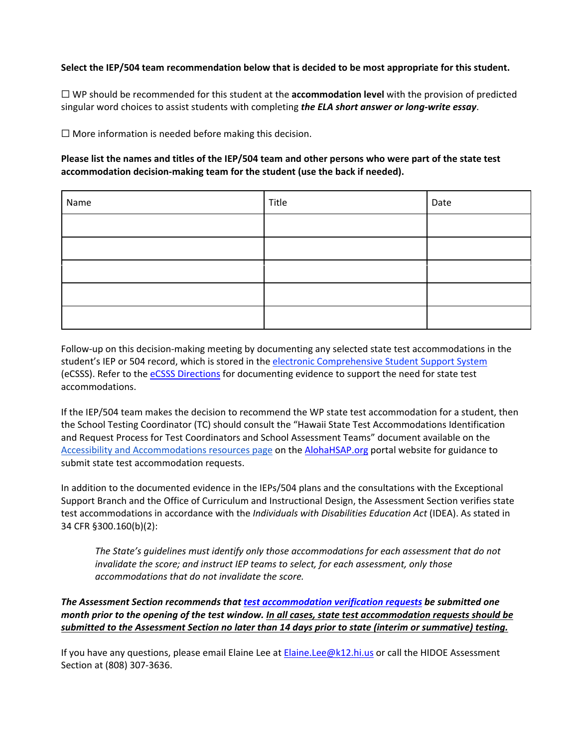**Select the IEP/504 team recommendation below that is decided to be most appropriate for this student.**

☐ WP should be recommended for this student at the **accommodation level** with the provision of predicted singular word choices to assist students with completing ***the ELA short answer or long-write essay***.

☐ More information is needed before making this decision.

**Please list the names and titles of the IEP/504 team and other persons who were part of the state test accommodation decision-making team for the student (use the back if needed).**

| Name | Title | Date |
|---|---|---|
| | | |
| | | |
| | | |
| | | |
| | | |

Follow-up on this decision-making meeting by documenting any selected state test accommodations in the student's IEP or 504 record, which is stored in the electronic Comprehensive Student Support System (eCSSS). Refer to the eCSSS Directions for documenting evidence to support the need for state test accommodations.

If the IEP/504 team makes the decision to recommend the WP state test accommodation for a student, then the School Testing Coordinator (TC) should consult the "Hawaii State Test Accommodations Identification and Request Process for Test Coordinators and School Assessment Teams" document available on the Accessibility and Accommodations resources page on the AlohaHSAP.org portal website for guidance to submit state test accommodation requests.

In addition to the documented evidence in the IEPs/504 plans and the consultations with the Exceptional Support Branch and the Office of Curriculum and Instructional Design, the Assessment Section verifies state test accommodations in accordance with the *Individuals with Disabilities Education Act* (IDEA). As stated in 34 CFR §300.160(b)(2):

> *The State's guidelines must identify only those accommodations for each assessment that do not invalidate the score; and instruct IEP teams to select, for each assessment, only those accommodations that do not invalidate the score.*

***The Assessment Section recommends that test accommodation verification requests be submitted one month prior to the opening of the test window. <u>In all cases, state test accommodation requests should be submitted to the Assessment Section no later than 14 days prior to state (interim or summative) testing.</u>***

If you have any questions, please email Elaine Lee at Elaine.Lee@k12.hi.us or call the HIDOE Assessment Section at (808) 307-3636.